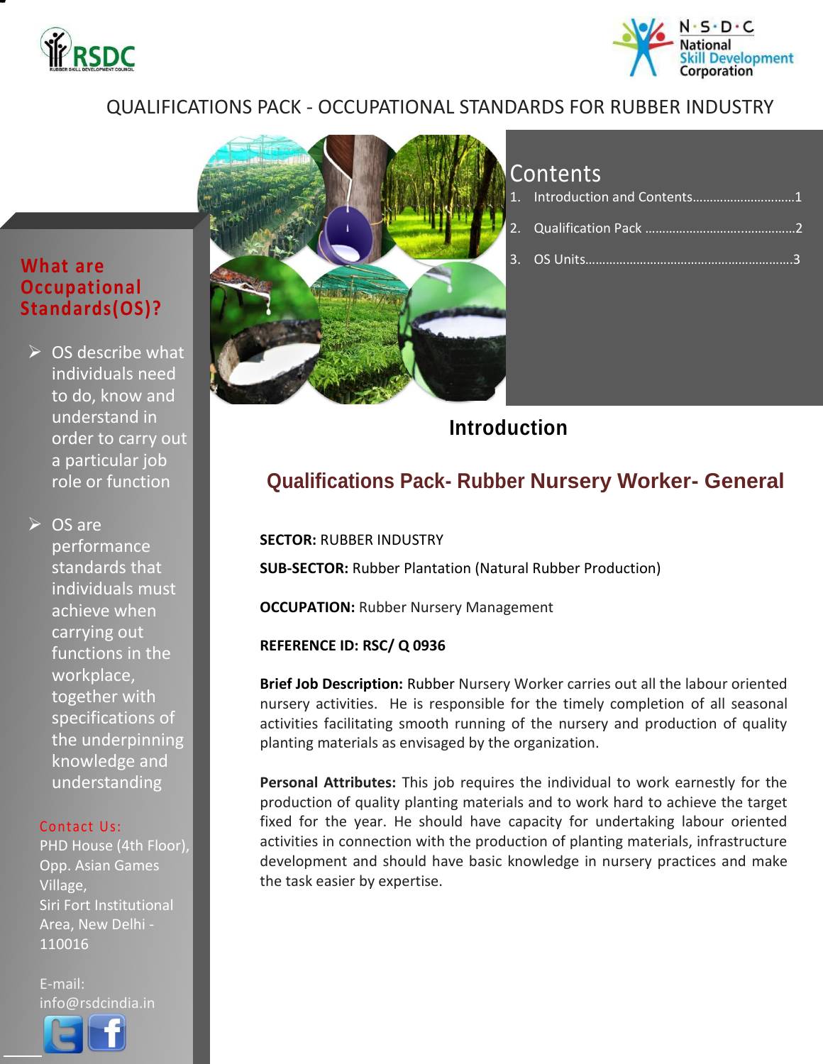QUALIFICATIONS PACK - OCCUPATIONAL STANDARDS FOR RUBBER INDUSTRY

## Contents

1. Introduction and Contents.............................1
2. Qualification Pack ...........................................2
3. OS Units...........................................................3

### What are Occupational Standards(OS)?

- OS describe what individuals need to do, know and understand in order to carry out a particular job role or function
- OS are performance standards that individuals must achieve when carrying out functions in the workplace, together with specifications of the underpinning knowledge and understanding

**Contact Us:**

PHD House (4th Floor), Opp. Asian Games Village,
Siri Fort Institutional Area, New Delhi - 110016

E-mail: info@rsdcindia.in

# Introduction

## Qualifications Pack- Rubber Nursery Worker- General

**SECTOR:** RUBBER INDUSTRY

**SUB-SECTOR:** Rubber Plantation (Natural Rubber Production)

**OCCUPATION:** Rubber Nursery Management

**REFERENCE ID: RSC/ Q 0936**

**Brief Job Description:** Rubber Nursery Worker carries out all the labour oriented nursery activities. He is responsible for the timely completion of all seasonal activities facilitating smooth running of the nursery and production of quality planting materials as envisaged by the organization.

**Personal Attributes:** This job requires the individual to work earnestly for the production of quality planting materials and to work hard to achieve the target fixed for the year. He should have capacity for undertaking labour oriented activities in connection with the production of planting materials, infrastructure development and should have basic knowledge in nursery practices and make the task easier by expertise.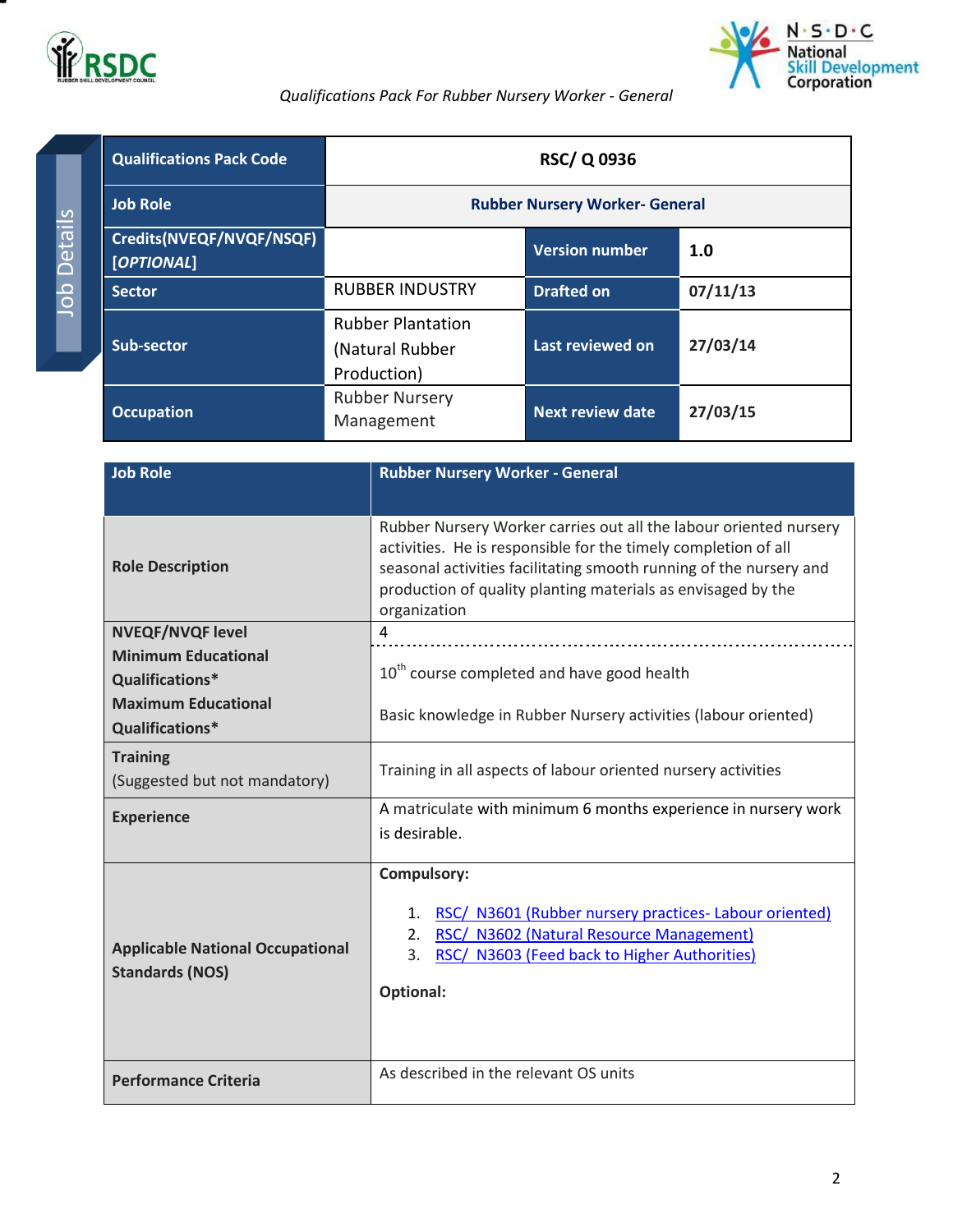*Qualifications Pack For Rubber Nursery Worker - General*

Job Details

| Qualifications Pack Code | RSC/ Q 0936 | | |
|---|---|---|---|
| Job Role | Rubber Nursery Worker- General | | |
| Credits(NVEQF/NVQF/NSQF) [*OPTIONAL*] | | Version number | 1.0 |
| Sector | RUBBER INDUSTRY | Drafted on | 07/11/13 |
| Sub-sector | Rubber Plantation (Natural Rubber Production) | Last reviewed on | 27/03/14 |
| Occupation | Rubber Nursery Management | Next review date | 27/03/15 |

| Job Role | Rubber Nursery Worker - General |
|---|---|
| Role Description | Rubber Nursery Worker carries out all the labour oriented nursery activities. He is responsible for the timely completion of all seasonal activities facilitating smooth running of the nursery and production of quality planting materials as envisaged by the organization |
| NVEQF/NVQF level | 4 |
| Minimum Educational Qualifications* | 10th course completed and have good health |
| Maximum Educational Qualifications* | Basic knowledge in Rubber Nursery activities (labour oriented) |
| Training (Suggested but not mandatory) | Training in all aspects of labour oriented nursery activities |
| Experience | A matriculate with minimum 6 months experience in nursery work is desirable. |
| Applicable National Occupational Standards (NOS) | **Compulsory:** 1. RSC/ N3601 (Rubber nursery practices- Labour oriented) 2. RSC/ N3602 (Natural Resource Management) 3. RSC/ N3603 (Feed back to Higher Authorities) **Optional:** |
| Performance Criteria | As described in the relevant OS units |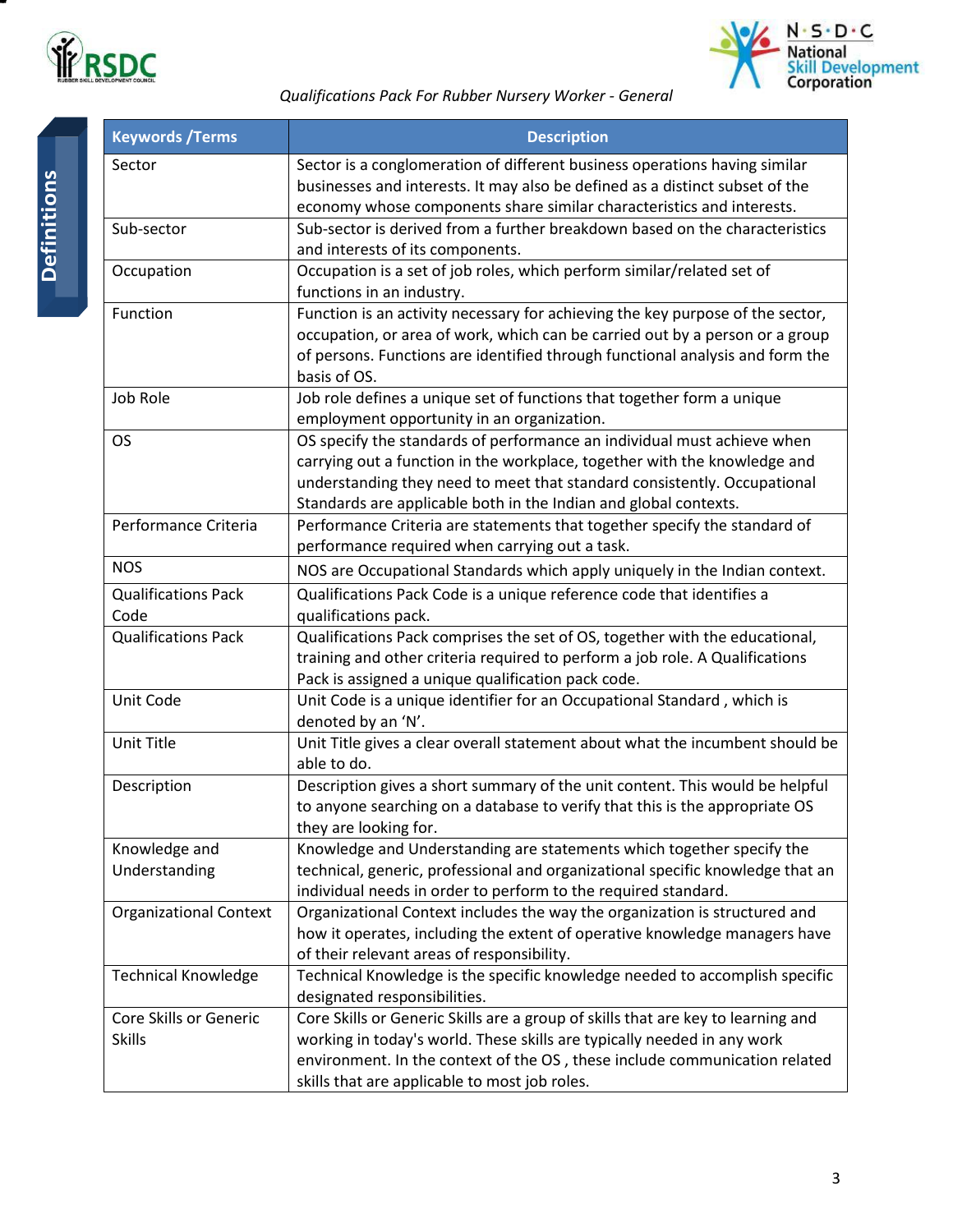## Definitions

| Keywords /Terms | Description |
|---|---|
| Sector | Sector is a conglomeration of different business operations having similar businesses and interests. It may also be defined as a distinct subset of the economy whose components share similar characteristics and interests. |
| Sub-sector | Sub-sector is derived from a further breakdown based on the characteristics and interests of its components. |
| Occupation | Occupation is a set of job roles, which perform similar/related set of functions in an industry. |
| Function | Function is an activity necessary for achieving the key purpose of the sector, occupation, or area of work, which can be carried out by a person or a group of persons. Functions are identified through functional analysis and form the basis of OS. |
| Job Role | Job role defines a unique set of functions that together form a unique employment opportunity in an organization. |
| OS | OS specify the standards of performance an individual must achieve when carrying out a function in the workplace, together with the knowledge and understanding they need to meet that standard consistently. Occupational Standards are applicable both in the Indian and global contexts. |
| Performance Criteria | Performance Criteria are statements that together specify the standard of performance required when carrying out a task. |
| NOS | NOS are Occupational Standards which apply uniquely in the Indian context. |
| Qualifications Pack Code | Qualifications Pack Code is a unique reference code that identifies a qualifications pack. |
| Qualifications Pack | Qualifications Pack comprises the set of OS, together with the educational, training and other criteria required to perform a job role. A Qualifications Pack is assigned a unique qualification pack code. |
| Unit Code | Unit Code is a unique identifier for an Occupational Standard , which is denoted by an 'N'. |
| Unit Title | Unit Title gives a clear overall statement about what the incumbent should be able to do. |
| Description | Description gives a short summary of the unit content. This would be helpful to anyone searching on a database to verify that this is the appropriate OS they are looking for. |
| Knowledge and Understanding | Knowledge and Understanding are statements which together specify the technical, generic, professional and organizational specific knowledge that an individual needs in order to perform to the required standard. |
| Organizational Context | Organizational Context includes the way the organization is structured and how it operates, including the extent of operative knowledge managers have of their relevant areas of responsibility. |
| Technical Knowledge | Technical Knowledge is the specific knowledge needed to accomplish specific designated responsibilities. |
| Core Skills or Generic Skills | Core Skills or Generic Skills are a group of skills that are key to learning and working in today's world. These skills are typically needed in any work environment. In the context of the OS , these include communication related skills that are applicable to most job roles. |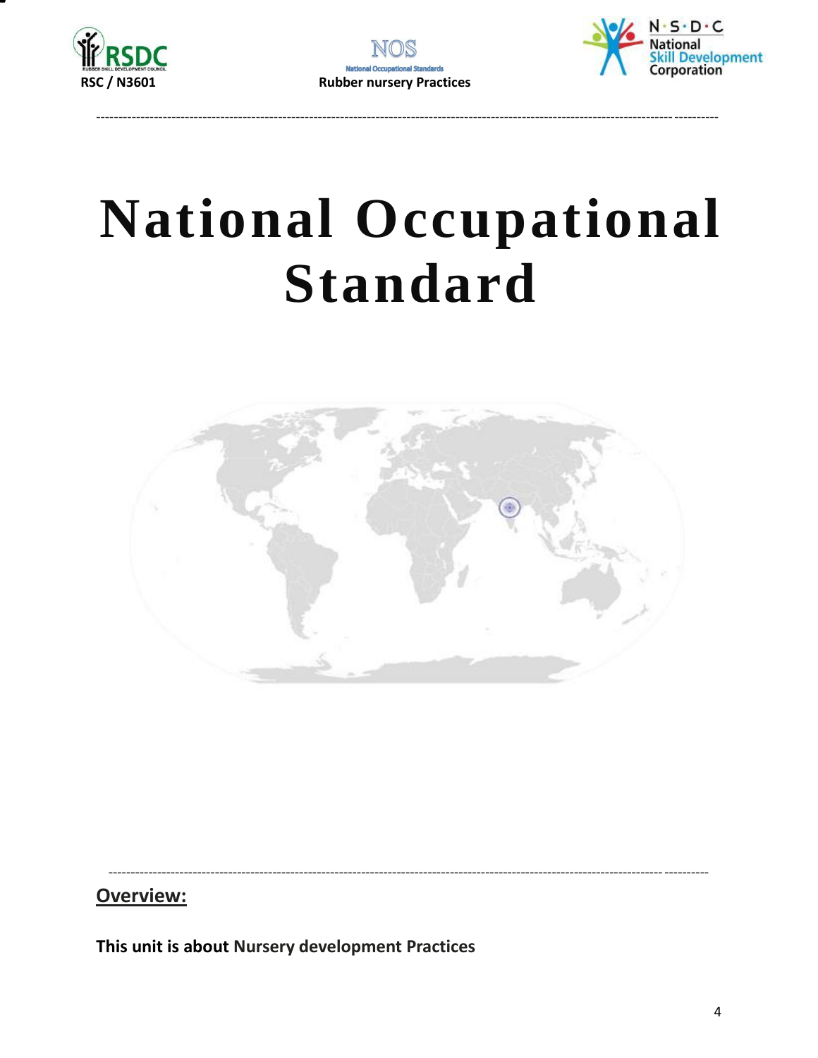# National Occupational Standard

## Overview:

**This unit is about Nursery development Practices**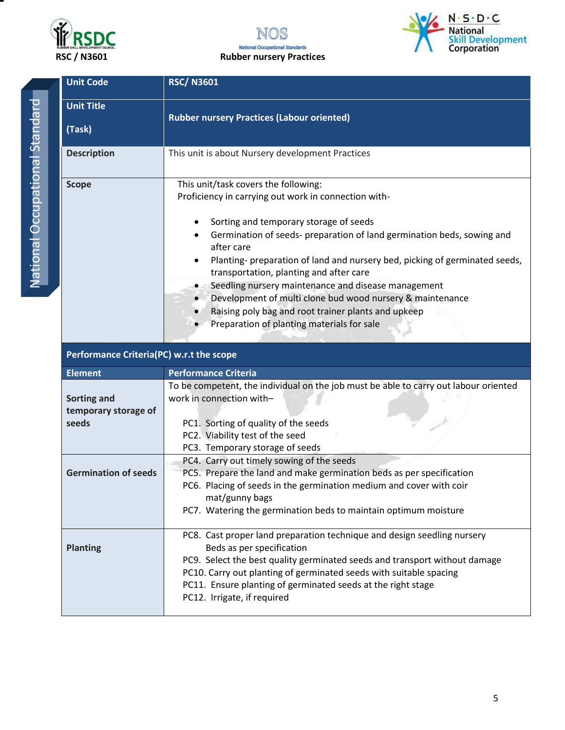| Unit Code | RSC/ N3601 |
|---|---|
| Unit Title<br><br>(Task) | **Rubber nursery Practices (Labour oriented)** |
| **Description** | This unit is about Nursery development Practices |
| **Scope** | This unit/task covers the following:<br>Proficiency in carrying out work in connection with-<br><br>• Sorting and temporary storage of seeds<br>• Germination of seeds- preparation of land germination beds, sowing and after care<br>• Planting- preparation of land and nursery bed, picking of germinated seeds, transportation, planting and after care<br>• Seedling nursery maintenance and disease management<br>• Development of multi clone bud wood nursery & maintenance<br>• Raising poly bag and root trainer plants and upkeep<br>• Preparation of planting materials for sale |
| **Performance Criteria(PC) w.r.t the scope** | |
| **Element** | **Performance Criteria** |
| **Sorting and temporary storage of seeds** | To be competent, the individual on the job must be able to carry out labour oriented work in connection with–<br><br>PC1. Sorting of quality of the seeds<br>PC2. Viability test of the seed<br>PC3. Temporary storage of seeds |
| **Germination of seeds** | PC4. Carry out timely sowing of the seeds<br>PC5. Prepare the land and make germination beds as per specification<br>PC6. Placing of seeds in the germination medium and cover with coir mat/gunny bags<br>PC7. Watering the germination beds to maintain optimum moisture |
| **Planting** | PC8. Cast proper land preparation technique and design seedling nursery Beds as per specification<br>PC9. Select the best quality germinated seeds and transport without damage<br>PC10. Carry out planting of germinated seeds with suitable spacing<br>PC11. Ensure planting of germinated seeds at the right stage<br>PC12. Irrigate, if required |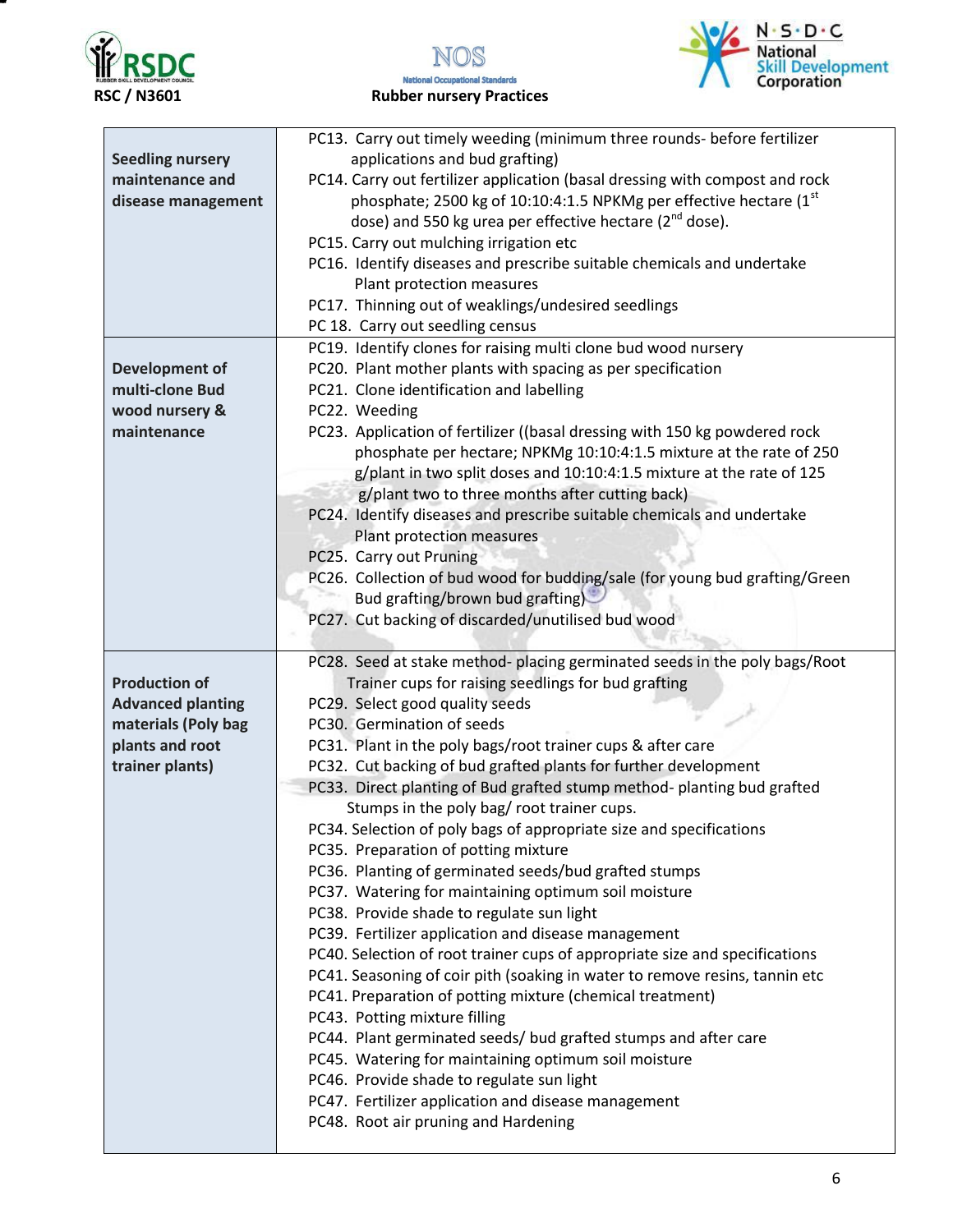| | |
|---|---|
| **Seedling nursery maintenance and disease management** | PC13. Carry out timely weeding (minimum three rounds- before fertilizer applications and bud grafting)<br>PC14. Carry out fertilizer application (basal dressing with compost and rock phosphate; 2500 kg of 10:10:4:1.5 NPKMg per effective hectare (1st dose) and 550 kg urea per effective hectare (2nd dose).<br>PC15. Carry out mulching irrigation etc<br>PC16. Identify diseases and prescribe suitable chemicals and undertake Plant protection measures<br>PC17. Thinning out of weaklings/undesired seedlings<br>PC 18. Carry out seedling census |
| **Development of multi-clone Bud wood nursery & maintenance** | PC19. Identify clones for raising multi clone bud wood nursery<br>PC20. Plant mother plants with spacing as per specification<br>PC21. Clone identification and labelling<br>PC22. Weeding<br>PC23. Application of fertilizer ((basal dressing with 150 kg powdered rock phosphate per hectare; NPKMg 10:10:4:1.5 mixture at the rate of 250 g/plant in two split doses and 10:10:4:1.5 mixture at the rate of 125 g/plant two to three months after cutting back)<br>PC24. Identify diseases and prescribe suitable chemicals and undertake Plant protection measures<br>PC25. Carry out Pruning<br>PC26. Collection of bud wood for budding/sale (for young bud grafting/Green Bud grafting/brown bud grafting)<br>PC27. Cut backing of discarded/unutilised bud wood |
| **Production of Advanced planting materials (Poly bag plants and root trainer plants)** | PC28. Seed at stake method- placing germinated seeds in the poly bags/Root Trainer cups for raising seedlings for bud grafting<br>PC29. Select good quality seeds<br>PC30. Germination of seeds<br>PC31. Plant in the poly bags/root trainer cups & after care<br>PC32. Cut backing of bud grafted plants for further development<br>PC33. Direct planting of Bud grafted stump method- planting bud grafted Stumps in the poly bag/ root trainer cups.<br>PC34. Selection of poly bags of appropriate size and specifications<br>PC35. Preparation of potting mixture<br>PC36. Planting of germinated seeds/bud grafted stumps<br>PC37. Watering for maintaining optimum soil moisture<br>PC38. Provide shade to regulate sun light<br>PC39. Fertilizer application and disease management<br>PC40. Selection of root trainer cups of appropriate size and specifications<br>PC41. Seasoning of coir pith (soaking in water to remove resins, tannin etc<br>PC41. Preparation of potting mixture (chemical treatment)<br>PC43. Potting mixture filling<br>PC44. Plant germinated seeds/ bud grafted stumps and after care<br>PC45. Watering for maintaining optimum soil moisture<br>PC46. Provide shade to regulate sun light<br>PC47. Fertilizer application and disease management<br>PC48. Root air pruning and Hardening |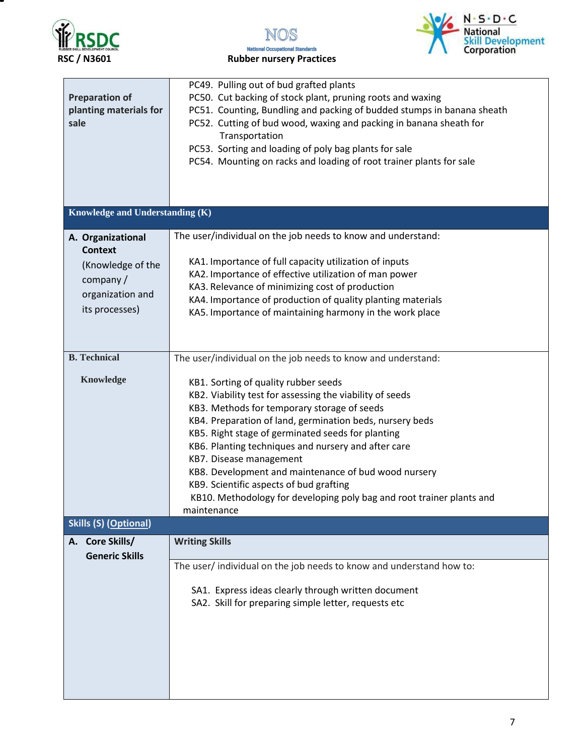| | |
|---|---|
| **Preparation of planting materials for sale** | PC49. Pulling out of bud grafted plants<br>PC50. Cut backing of stock plant, pruning roots and waxing<br>PC51. Counting, Bundling and packing of budded stumps in banana sheath<br>PC52. Cutting of bud wood, waxing and packing in banana sheath for Transportation<br>PC53. Sorting and loading of poly bag plants for sale<br>PC54. Mounting on racks and loading of root trainer plants for sale |
| **Knowledge and Understanding (K)** | |
| **A. Organizational Context** (Knowledge of the company / organization and its processes) | The user/individual on the job needs to know and understand:<br><br>KA1. Importance of full capacity utilization of inputs<br>KA2. Importance of effective utilization of man power<br>KA3. Relevance of minimizing cost of production<br>KA4. Importance of production of quality planting materials<br>KA5. Importance of maintaining harmony in the work place |
| **B. Technical Knowledge** | The user/individual on the job needs to know and understand:<br><br>KB1. Sorting of quality rubber seeds<br>KB2. Viability test for assessing the viability of seeds<br>KB3. Methods for temporary storage of seeds<br>KB4. Preparation of land, germination beds, nursery beds<br>KB5. Right stage of germinated seeds for planting<br>KB6. Planting techniques and nursery and after care<br>KB7. Disease management<br>KB8. Development and maintenance of bud wood nursery<br>KB9. Scientific aspects of bud grafting<br>KB10. Methodology for developing poly bag and root trainer plants and maintenance |
| **Skills (S) (Optional)** | |
| **A. Core Skills/ Generic Skills** | **Writing Skills** |
| | The user/ individual on the job needs to know and understand how to:<br><br>SA1. Express ideas clearly through written document<br>SA2. Skill for preparing simple letter, requests etc |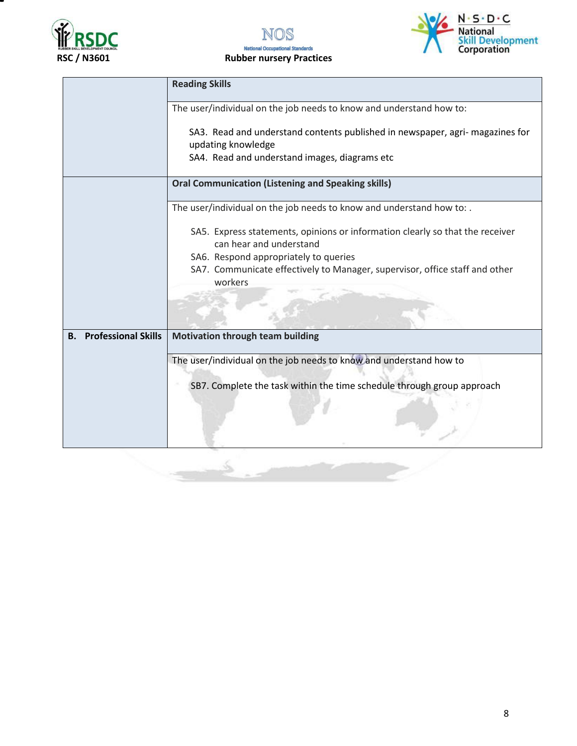| | |
|---|---|
| | **Reading Skills** |
| | The user/individual on the job needs to know and understand how to:<br><br>SA3. Read and understand contents published in newspaper, agri- magazines for updating knowledge<br>SA4. Read and understand images, diagrams etc |
| | **Oral Communication (Listening and Speaking skills)** |
| | The user/individual on the job needs to know and understand how to: .<br><br>SA5. Express statements, opinions or information clearly so that the receiver can hear and understand<br>SA6. Respond appropriately to queries<br>SA7. Communicate effectively to Manager, supervisor, office staff and other workers |
| **B. Professional Skills** | **Motivation through team building** |
| | The user/individual on the job needs to know and understand how to<br><br>SB7. Complete the task within the time schedule through group approach |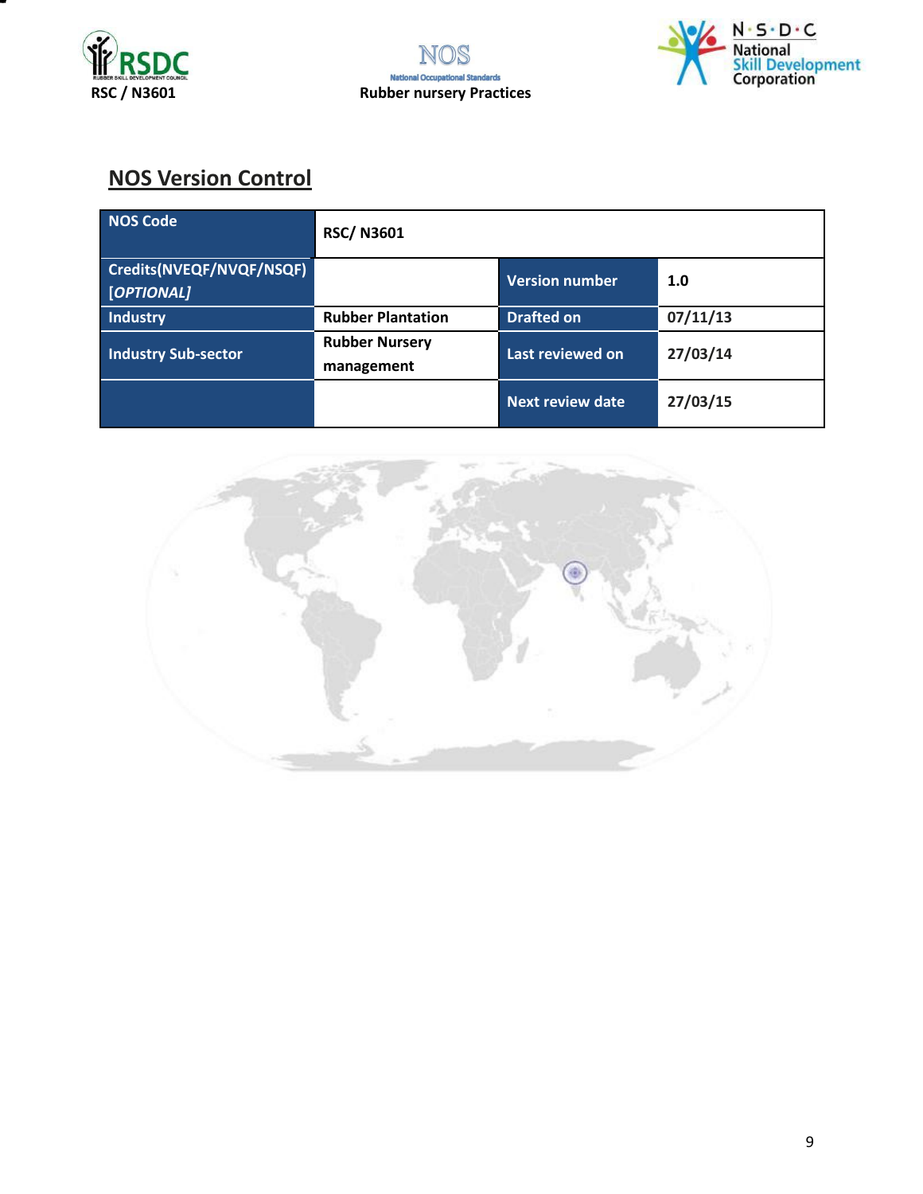## NOS Version Control

| NOS Code | RSC/ N3601 | | |
|---|---|---|---|
| Credits(NVEQF/NVQF/NSQF) *[OPTIONAL]* | | Version number | 1.0 |
| Industry | Rubber Plantation | Drafted on | 07/11/13 |
| Industry Sub-sector | Rubber Nursery management | Last reviewed on | 27/03/14 |
| | | Next review date | 27/03/15 |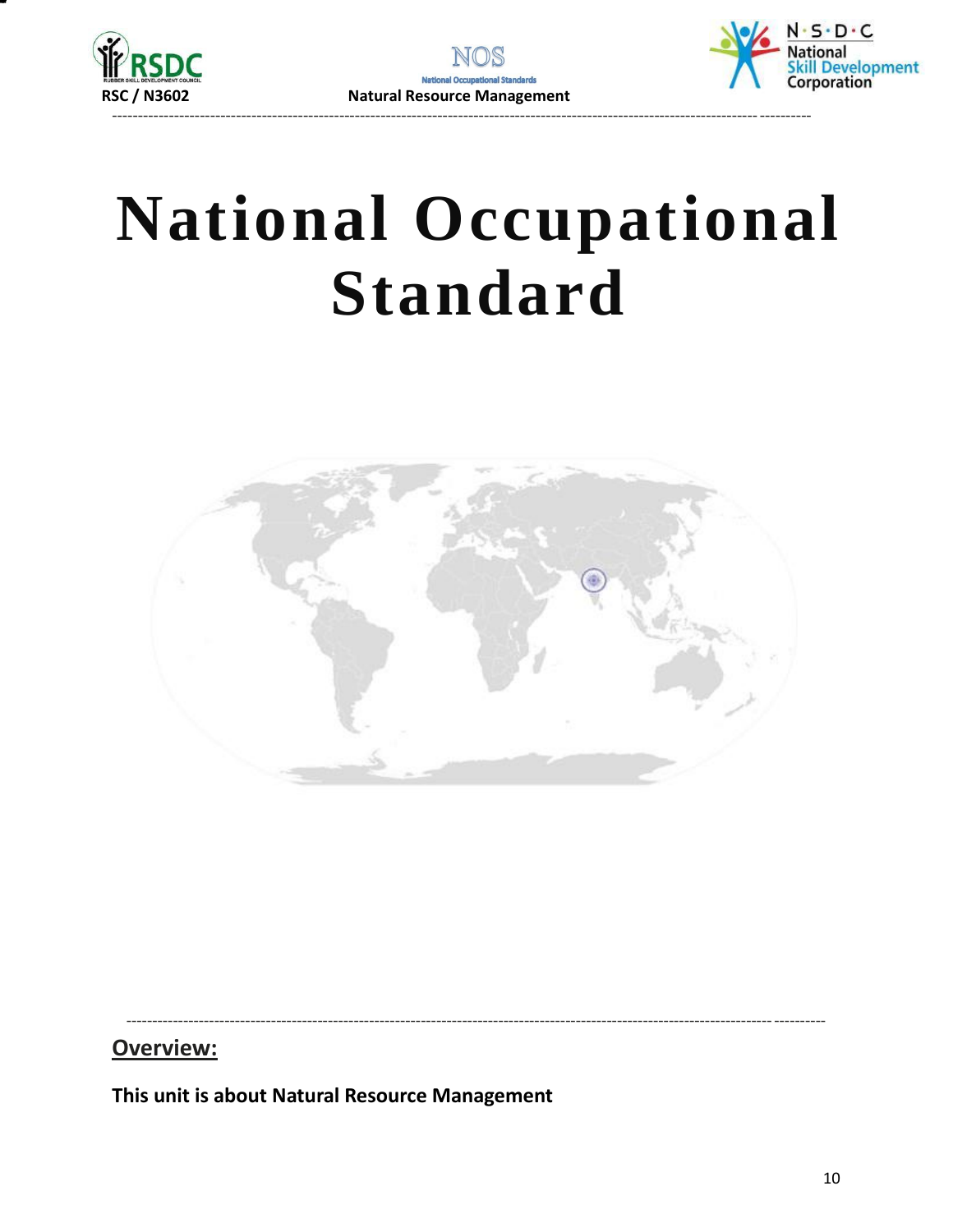# National Occupational Standard

## Overview:

**This unit is about Natural Resource Management**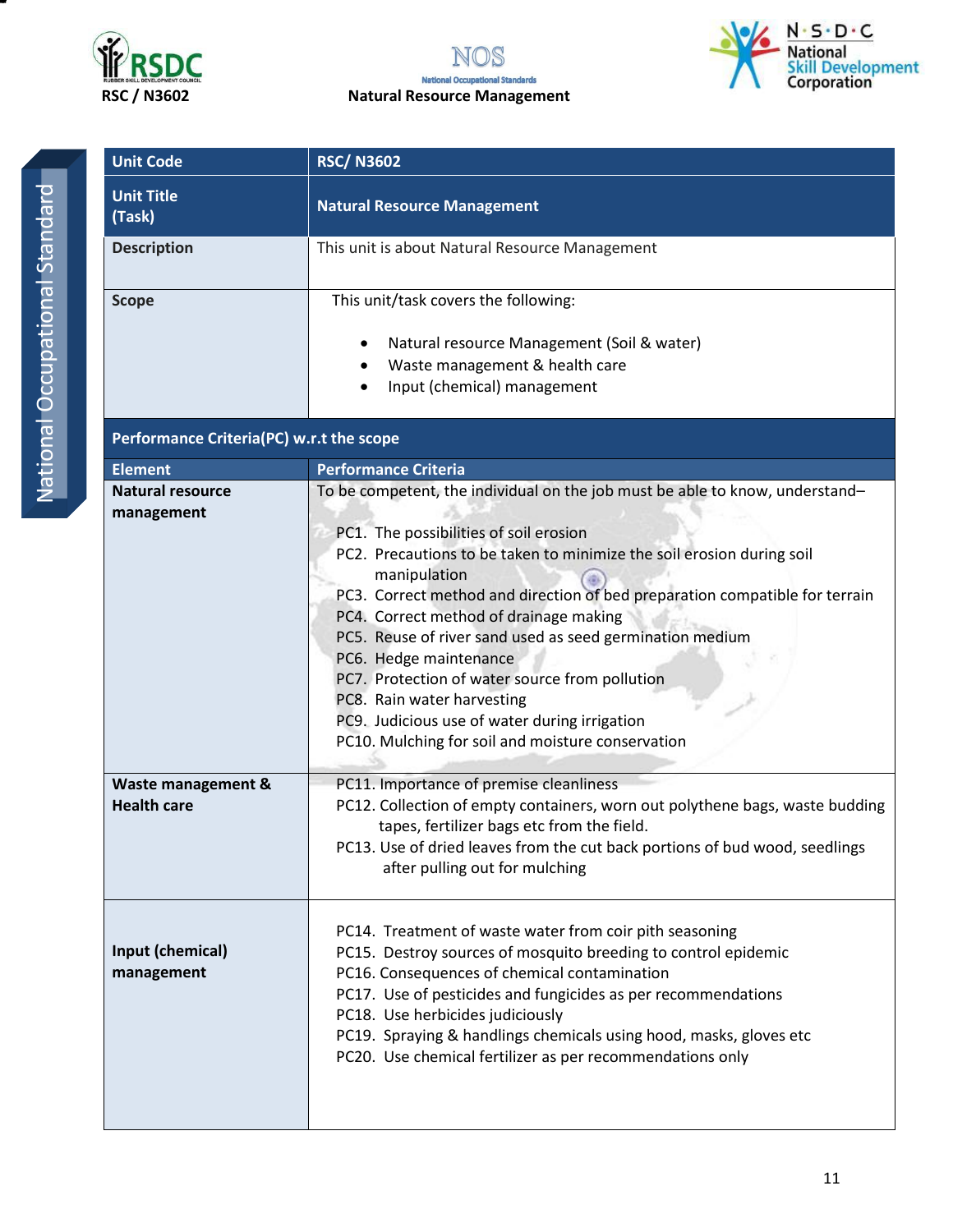| Unit Code | RSC/ N3602 |
|---|---|
| Unit Title (Task) | Natural Resource Management |
| Description | This unit is about Natural Resource Management |
| Scope | This unit/task covers the following:<br><br>• Natural resource Management (Soil & water)<br>• Waste management & health care<br>• Input (chemical) management |
| **Performance Criteria(PC) w.r.t the scope** | |
| **Element** | **Performance Criteria** |
| Natural resource management | To be competent, the individual on the job must be able to know, understand–<br><br>PC1. The possibilities of soil erosion<br>PC2. Precautions to be taken to minimize the soil erosion during soil manipulation<br>PC3. Correct method and direction of bed preparation compatible for terrain<br>PC4. Correct method of drainage making<br>PC5. Reuse of river sand used as seed germination medium<br>PC6. Hedge maintenance<br>PC7. Protection of water source from pollution<br>PC8. Rain water harvesting<br>PC9. Judicious use of water during irrigation<br>PC10. Mulching for soil and moisture conservation |
| Waste management & Health care | PC11. Importance of premise cleanliness<br>PC12. Collection of empty containers, worn out polythene bags, waste budding tapes, fertilizer bags etc from the field.<br>PC13. Use of dried leaves from the cut back portions of bud wood, seedlings after pulling out for mulching |
| Input (chemical) management | PC14. Treatment of waste water from coir pith seasoning<br>PC15. Destroy sources of mosquito breeding to control epidemic<br>PC16. Consequences of chemical contamination<br>PC17. Use of pesticides and fungicides as per recommendations<br>PC18. Use herbicides judiciously<br>PC19. Spraying & handlings chemicals using hood, masks, gloves etc<br>PC20. Use chemical fertilizer as per recommendations only |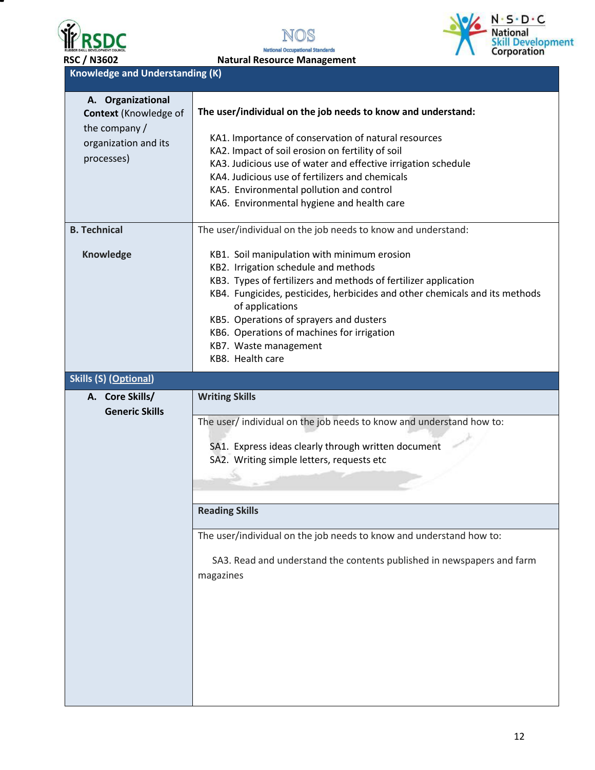| Knowledge and Understanding (K) | |
|---|---|
| **A. Organizational Context** (Knowledge of the company / organization and its processes) | **The user/individual on the job needs to know and understand:**<br><br>KA1. Importance of conservation of natural resources<br>KA2. Impact of soil erosion on fertility of soil<br>KA3. Judicious use of water and effective irrigation schedule<br>KA4. Judicious use of fertilizers and chemicals<br>KA5. Environmental pollution and control<br>KA6. Environmental hygiene and health care |
| **B. Technical Knowledge** | The user/individual on the job needs to know and understand:<br><br>KB1. Soil manipulation with minimum erosion<br>KB2. Irrigation schedule and methods<br>KB3. Types of fertilizers and methods of fertilizer application<br>KB4. Fungicides, pesticides, herbicides and other chemicals and its methods of applications<br>KB5. Operations of sprayers and dusters<br>KB6. Operations of machines for irrigation<br>KB7. Waste management<br>KB8. Health care |
| **Skills (S) (Optional)** | |
| **A. Core Skills/ Generic Skills** | **Writing Skills** |
| | The user/ individual on the job needs to know and understand how to:<br><br>SA1. Express ideas clearly through written document<br>SA2. Writing simple letters, requests etc |
| | **Reading Skills** |
| | The user/individual on the job needs to know and understand how to:<br><br>SA3. Read and understand the contents published in newspapers and farm magazines |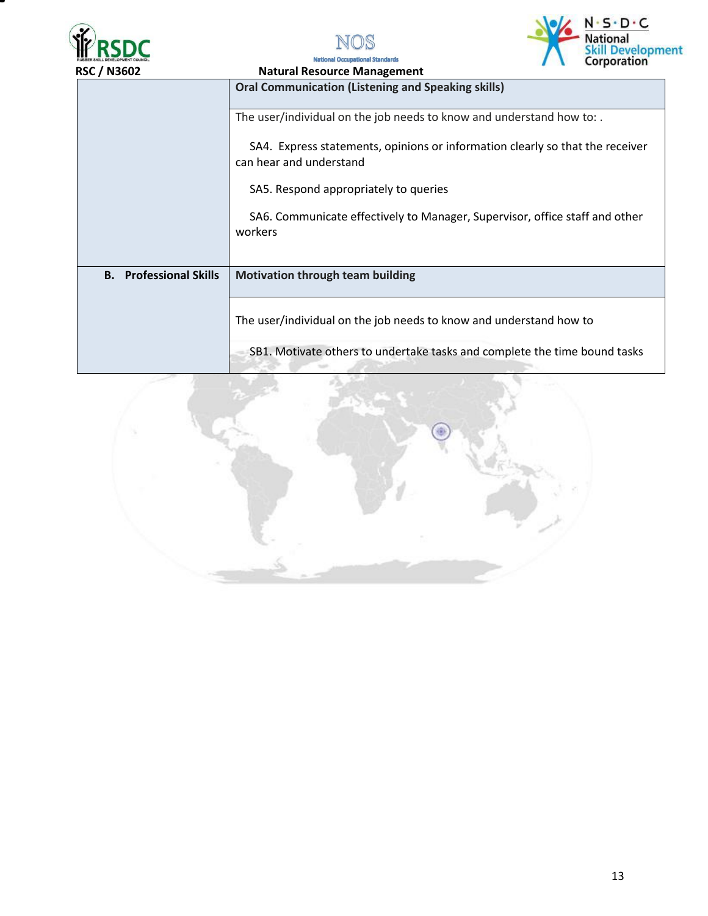| | |
|---|---|
| | **Oral Communication (Listening and Speaking skills)** |
| | The user/individual on the job needs to know and understand how to: .<br><br>SA4. Express statements, opinions or information clearly so that the receiver can hear and understand<br><br>SA5. Respond appropriately to queries<br><br>SA6. Communicate effectively to Manager, Supervisor, office staff and other workers |
| **B. Professional Skills** | **Motivation through team building** |
| | The user/individual on the job needs to know and understand how to<br><br>SB1. Motivate others to undertake tasks and complete the time bound tasks |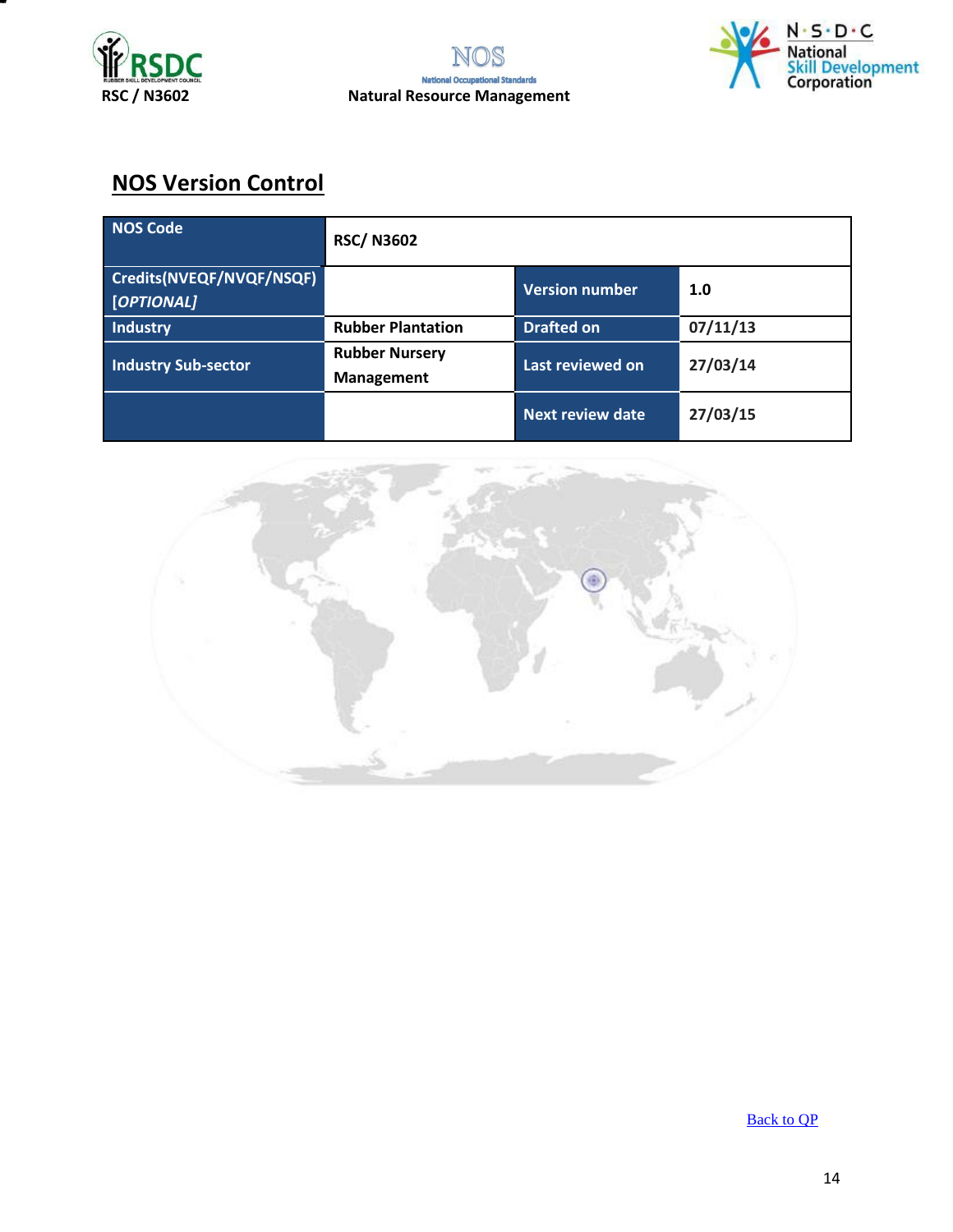## NOS Version Control

| NOS Code | RSC/ N3602 | | |
|---|---|---|---|
| Credits(NVEQF/NVQF/NSQF) *[OPTIONAL]* | | Version number | 1.0 |
| Industry | Rubber Plantation | Drafted on | 07/11/13 |
| Industry Sub-sector | Rubber Nursery Management | Last reviewed on | 27/03/14 |
| | | Next review date | 27/03/15 |

[Back to QP]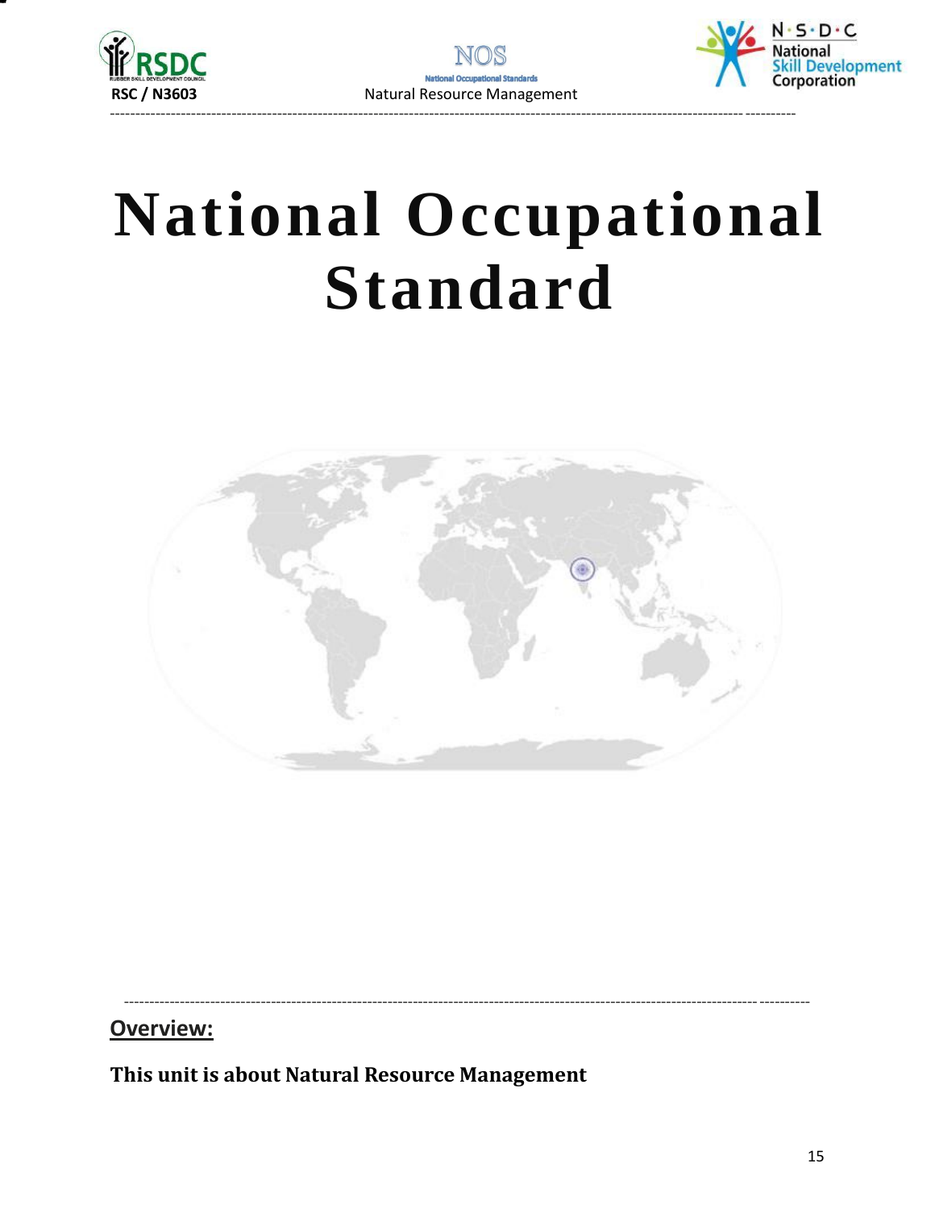# National Occupational Standard

## Overview:

**This unit is about Natural Resource Management**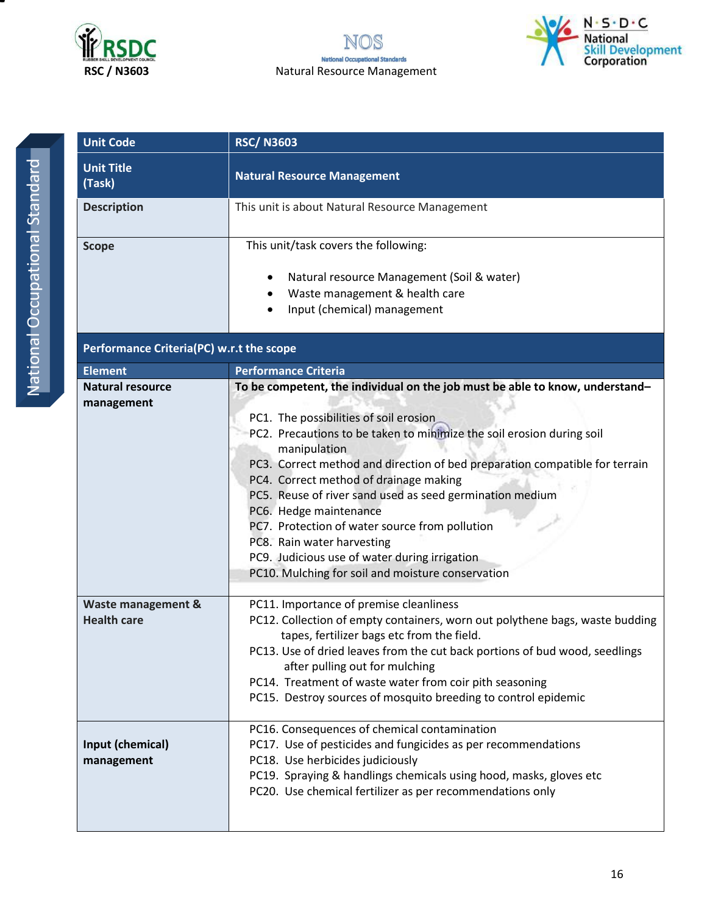| Unit Code | RSC/ N3603 |
|---|---|
| Unit Title (Task) | Natural Resource Management |
| Description | This unit is about Natural Resource Management |
| Scope | This unit/task covers the following:<br>• Natural resource Management (Soil & water)<br>• Waste management & health care<br>• Input (chemical) management |

**Performance Criteria(PC) w.r.t the scope**

| Element | Performance Criteria |
|---|---|
| Natural resource management | **To be competent, the individual on the job must be able to know, understand–**<br>PC1. The possibilities of soil erosion<br>PC2. Precautions to be taken to minimize the soil erosion during soil manipulation<br>PC3. Correct method and direction of bed preparation compatible for terrain<br>PC4. Correct method of drainage making<br>PC5. Reuse of river sand used as seed germination medium<br>PC6. Hedge maintenance<br>PC7. Protection of water source from pollution<br>PC8. Rain water harvesting<br>PC9. Judicious use of water during irrigation<br>PC10. Mulching for soil and moisture conservation |
| Waste management & Health care | PC11. Importance of premise cleanliness<br>PC12. Collection of empty containers, worn out polythene bags, waste budding tapes, fertilizer bags etc from the field.<br>PC13. Use of dried leaves from the cut back portions of bud wood, seedlings after pulling out for mulching<br>PC14. Treatment of waste water from coir pith seasoning<br>PC15. Destroy sources of mosquito breeding to control epidemic |
| Input (chemical) management | PC16. Consequences of chemical contamination<br>PC17. Use of pesticides and fungicides as per recommendations<br>PC18. Use herbicides judiciously<br>PC19. Spraying & handlings chemicals using hood, masks, gloves etc<br>PC20. Use chemical fertilizer as per recommendations only |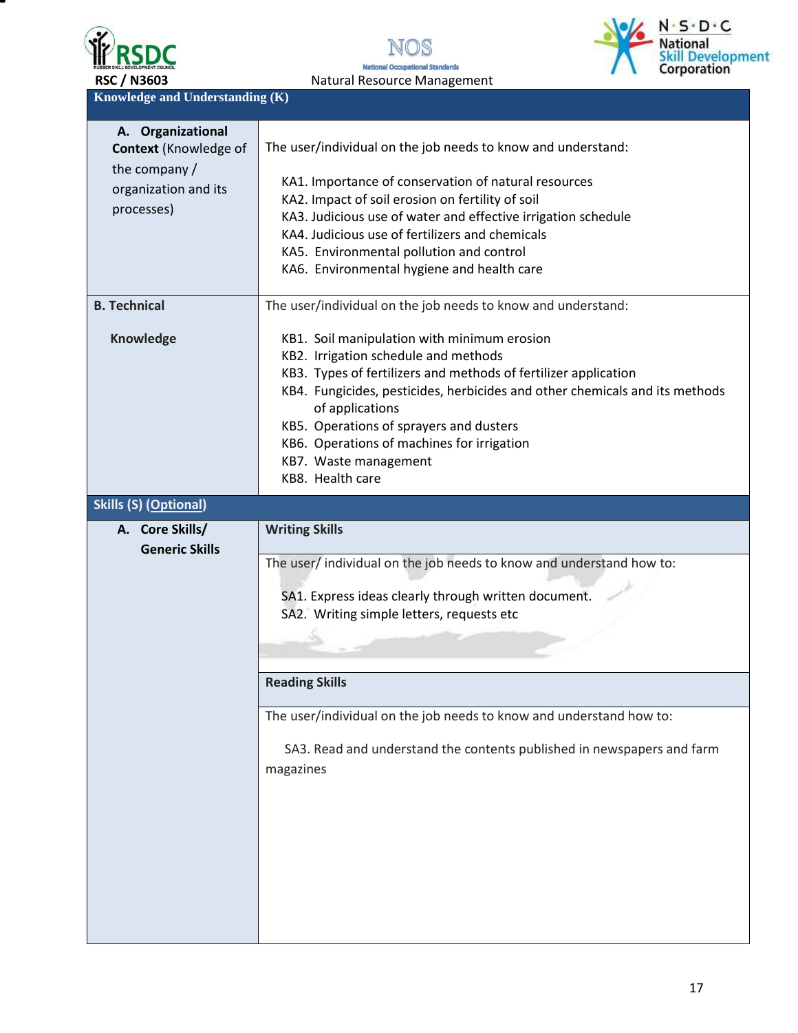| Knowledge and Understanding (K) | |
|---|---|
| **A. Organizational Context** (Knowledge of the company / organization and its processes) | The user/individual on the job needs to know and understand:<br><br>KA1. Importance of conservation of natural resources<br>KA2. Impact of soil erosion on fertility of soil<br>KA3. Judicious use of water and effective irrigation schedule<br>KA4. Judicious use of fertilizers and chemicals<br>KA5. Environmental pollution and control<br>KA6. Environmental hygiene and health care |
| **B. Technical Knowledge** | The user/individual on the job needs to know and understand:<br><br>KB1. Soil manipulation with minimum erosion<br>KB2. Irrigation schedule and methods<br>KB3. Types of fertilizers and methods of fertilizer application<br>KB4. Fungicides, pesticides, herbicides and other chemicals and its methods of applications<br>KB5. Operations of sprayers and dusters<br>KB6. Operations of machines for irrigation<br>KB7. Waste management<br>KB8. Health care |
| **Skills (S) (Optional)** | |
| **A. Core Skills/ Generic Skills** | **Writing Skills** |
| | The user/ individual on the job needs to know and understand how to:<br><br>SA1. Express ideas clearly through written document.<br>SA2. Writing simple letters, requests etc |
| | **Reading Skills** |
| | The user/individual on the job needs to know and understand how to:<br><br>SA3. Read and understand the contents published in newspapers and farm magazines |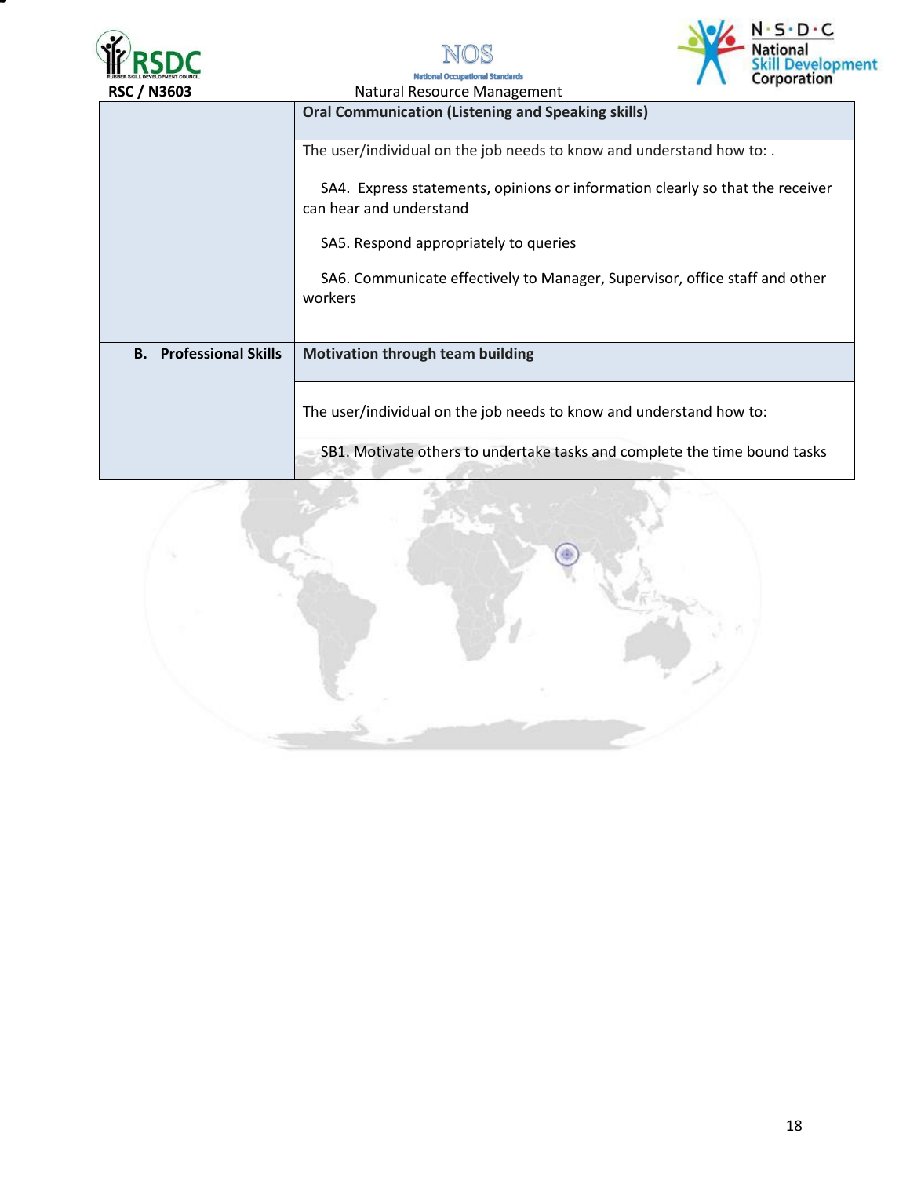| | |
|---|---|
| | **Oral Communication (Listening and Speaking skills)** |
| | The user/individual on the job needs to know and understand how to: .<br><br>SA4. Express statements, opinions or information clearly so that the receiver can hear and understand<br><br>SA5. Respond appropriately to queries<br><br>SA6. Communicate effectively to Manager, Supervisor, office staff and other workers |
| **B. Professional Skills** | **Motivation through team building** |
| | The user/individual on the job needs to know and understand how to:<br><br>SB1. Motivate others to undertake tasks and complete the time bound tasks |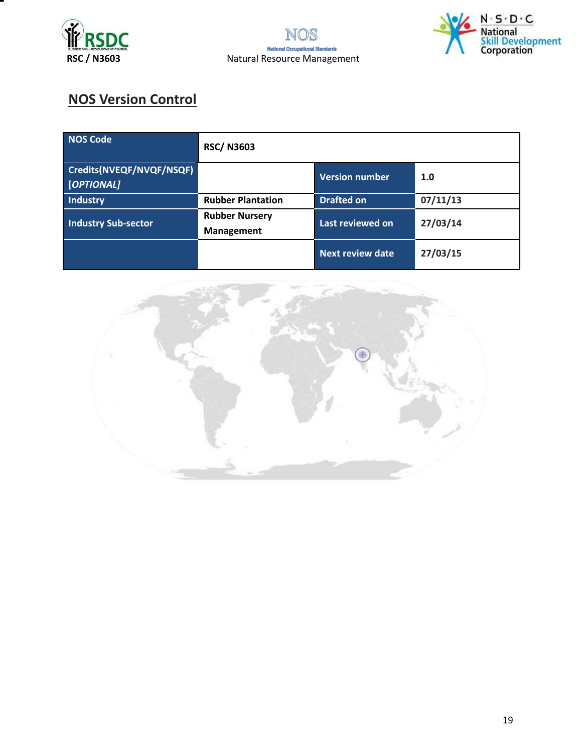## NOS Version Control

| | | | |
|---|---|---|---|
| **NOS Code** | **RSC/ N3603** | | |
| **Credits(NVEQF/NVQF/NSQF) [*OPTIONAL]*** | | **Version number** | **1.0** |
| **Industry** | **Rubber Plantation** | **Drafted on** | **07/11/13** |
| **Industry Sub-sector** | **Rubber Nursery Management** | **Last reviewed on** | **27/03/14** |
| | | **Next review date** | **27/03/15** |